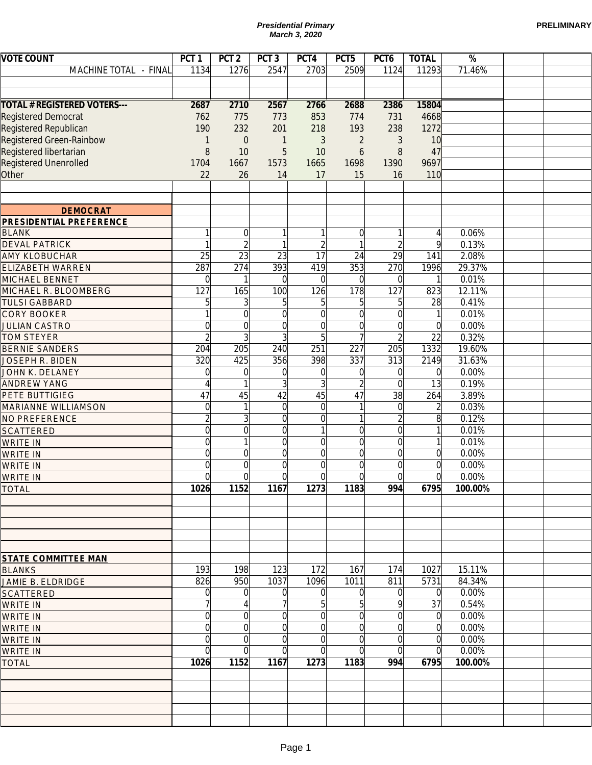*Presidential Primary*
*March 3, 2020*

PRELIMINARY

| VOTE COUNT | PCT 1 | PCT 2 | PCT 3 | PCT4 | PCT5 | PCT6 | TOTAL | % |
|---|---|---|---|---|---|---|---|---|
| MACHINE TOTAL - FINAL | 1134 | 1276 | 2547 | 2703 | 2509 | 1124 | 11293 | 71.46% |
| | | | | | | | | |
| **TOTAL # REGISTERED VOTERS---** | **2687** | **2710** | **2567** | **2766** | **2688** | **2386** | **15804** | |
| Registered Democrat | 762 | 775 | 773 | 853 | 774 | 731 | 4668 | |
| Registered Republican | 190 | 232 | 201 | 218 | 193 | 238 | 1272 | |
| Registered Green-Rainbow | 1 | 0 | 1 | 3 | 2 | 3 | 10 | |
| Registered libertarian | 8 | 10 | 5 | 10 | 6 | 8 | 47 | |
| Registered Unenrolled | 1704 | 1667 | 1573 | 1665 | 1698 | 1390 | 9697 | |
| Other | 22 | 26 | 14 | 17 | 15 | 16 | 110 | |
| | | | | | | | | |
| **DEMOCRAT** | | | | | | | | |
| **PRESIDENTIAL PREFERENCE** | | | | | | | | |
| BLANK | 1 | 0 | 1 | 1 | 0 | 1 | 4 | 0.06% |
| DEVAL PATRICK | 1 | 2 | 1 | 2 | 1 | 2 | 9 | 0.13% |
| AMY KLOBUCHAR | 25 | 23 | 23 | 17 | 24 | 29 | 141 | 2.08% |
| ELIZABETH WARREN | 287 | 274 | 393 | 419 | 353 | 270 | 1996 | 29.37% |
| MICHAEL BENNET | 0 | 1 | 0 | 0 | 0 | 0 | 1 | 0.01% |
| MICHAEL R. BLOOMBERG | 127 | 165 | 100 | 126 | 178 | 127 | 823 | 12.11% |
| TULSI GABBARD | 5 | 3 | 5 | 5 | 5 | 5 | 28 | 0.41% |
| CORY BOOKER | 1 | 0 | 0 | 0 | 0 | 0 | 1 | 0.01% |
| JULIAN CASTRO | 0 | 0 | 0 | 0 | 0 | 0 | 0 | 0.00% |
| TOM STEYER | 2 | 3 | 3 | 5 | 7 | 2 | 22 | 0.32% |
| BERNIE SANDERS | 204 | 205 | 240 | 251 | 227 | 205 | 1332 | 19.60% |
| JOSEPH R. BIDEN | 320 | 425 | 356 | 398 | 337 | 313 | 2149 | 31.63% |
| JOHN K. DELANEY | 0 | 0 | 0 | 0 | 0 | 0 | 0 | 0.00% |
| ANDREW YANG | 4 | 1 | 3 | 3 | 2 | 0 | 13 | 0.19% |
| PETE BUTTIGIEG | 47 | 45 | 42 | 45 | 47 | 38 | 264 | 3.89% |
| MARIANNE WILLIAMSON | 0 | 1 | 0 | 0 | 1 | 0 | 2 | 0.03% |
| NO PREFERENCE | 2 | 3 | 0 | 0 | 1 | 2 | 8 | 0.12% |
| SCATTERED | 0 | 0 | 0 | 1 | 0 | 0 | 1 | 0.01% |
| WRITE IN | 0 | 1 | 0 | 0 | 0 | 0 | 1 | 0.01% |
| WRITE IN | 0 | 0 | 0 | 0 | 0 | 0 | 0 | 0.00% |
| WRITE IN | 0 | 0 | 0 | 0 | 0 | 0 | 0 | 0.00% |
| WRITE IN | 0 | 0 | 0 | 0 | 0 | 0 | 0 | 0.00% |
| TOTAL | **1026** | **1152** | **1167** | **1273** | **1183** | **994** | **6795** | **100.00%** |
| | | | | | | | | |
| **STATE COMMITTEE MAN** | | | | | | | | |
| BLANKS | 193 | 198 | 123 | 172 | 167 | 174 | 1027 | 15.11% |
| JAMIE B. ELDRIDGE | 826 | 950 | 1037 | 1096 | 1011 | 811 | 5731 | 84.34% |
| SCATTERED | 0 | 0 | 0 | 0 | 0 | 0 | 0 | 0.00% |
| WRITE IN | 7 | 4 | 7 | 5 | 5 | 9 | 37 | 0.54% |
| WRITE IN | 0 | 0 | 0 | 0 | 0 | 0 | 0 | 0.00% |
| WRITE IN | 0 | 0 | 0 | 0 | 0 | 0 | 0 | 0.00% |
| WRITE IN | 0 | 0 | 0 | 0 | 0 | 0 | 0 | 0.00% |
| WRITE IN | 0 | 0 | 0 | 0 | 0 | 0 | 0 | 0.00% |
| TOTAL | **1026** | **1152** | **1167** | **1273** | **1183** | **994** | **6795** | **100.00%** |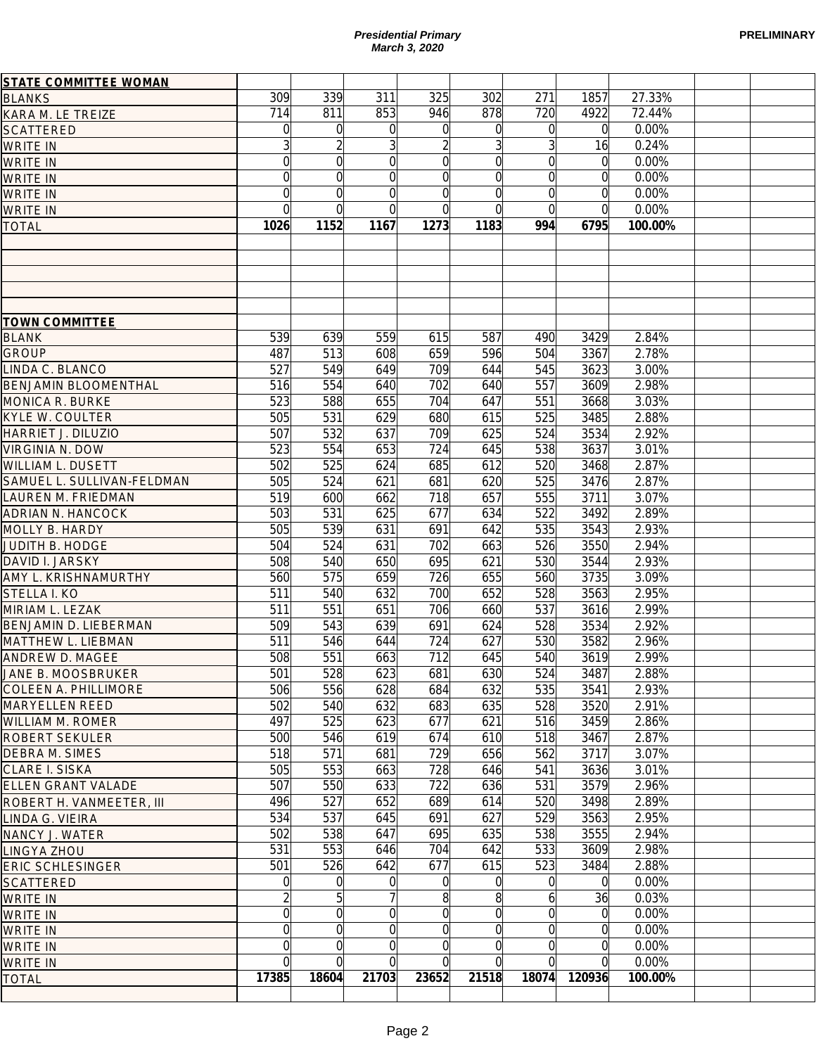Presidential Primary
March 3, 2020

PRELIMINARY

| STATE COMMITTEE WOMAN | | | | | | | | | | |
|---|---|---|---|---|---|---|---|---|---|---|
| BLANKS | 309 | 339 | 311 | 325 | 302 | 271 | 1857 | 27.33% | | |
| KARA M. LE TREIZE | 714 | 811 | 853 | 946 | 878 | 720 | 4922 | 72.44% | | |
| SCATTERED | 0 | 0 | 0 | 0 | 0 | 0 | 0 | 0.00% | | |
| WRITE IN | 3 | 2 | 3 | 2 | 3 | 3 | 16 | 0.24% | | |
| WRITE IN | 0 | 0 | 0 | 0 | 0 | 0 | 0 | 0.00% | | |
| WRITE IN | 0 | 0 | 0 | 0 | 0 | 0 | 0 | 0.00% | | |
| WRITE IN | 0 | 0 | 0 | 0 | 0 | 0 | 0 | 0.00% | | |
| WRITE IN | 0 | 0 | 0 | 0 | 0 | 0 | 0 | 0.00% | | |
| **TOTAL** | **1026** | **1152** | **1167** | **1273** | **1183** | **994** | **6795** | **100.00%** | | |

| TOWN COMMITTEE | | | | | | | | | | |
|---|---|---|---|---|---|---|---|---|---|---|
| BLANK | 539 | 639 | 559 | 615 | 587 | 490 | 3429 | 2.84% | | |
| GROUP | 487 | 513 | 608 | 659 | 596 | 504 | 3367 | 2.78% | | |
| LINDA C. BLANCO | 527 | 549 | 649 | 709 | 644 | 545 | 3623 | 3.00% | | |
| BENJAMIN BLOOMENTHAL | 516 | 554 | 640 | 702 | 640 | 557 | 3609 | 2.98% | | |
| MONICA R. BURKE | 523 | 588 | 655 | 704 | 647 | 551 | 3668 | 3.03% | | |
| KYLE W. COULTER | 505 | 531 | 629 | 680 | 615 | 525 | 3485 | 2.88% | | |
| HARRIET J. DILUZIO | 507 | 532 | 637 | 709 | 625 | 524 | 3534 | 2.92% | | |
| VIRGINIA N. DOW | 523 | 554 | 653 | 724 | 645 | 538 | 3637 | 3.01% | | |
| WILLIAM L. DUSETT | 502 | 525 | 624 | 685 | 612 | 520 | 3468 | 2.87% | | |
| SAMUEL L. SULLIVAN-FELDMAN | 505 | 524 | 621 | 681 | 620 | 525 | 3476 | 2.87% | | |
| LAUREN M. FRIEDMAN | 519 | 600 | 662 | 718 | 657 | 555 | 3711 | 3.07% | | |
| ADRIAN N. HANCOCK | 503 | 531 | 625 | 677 | 634 | 522 | 3492 | 2.89% | | |
| MOLLY B. HARDY | 505 | 539 | 631 | 691 | 642 | 535 | 3543 | 2.93% | | |
| JUDITH B. HODGE | 504 | 524 | 631 | 702 | 663 | 526 | 3550 | 2.94% | | |
| DAVID I. JARSKY | 508 | 540 | 650 | 695 | 621 | 530 | 3544 | 2.93% | | |
| AMY L. KRISHNAMURTHY | 560 | 575 | 659 | 726 | 655 | 560 | 3735 | 3.09% | | |
| STELLA I. KO | 511 | 540 | 632 | 700 | 652 | 528 | 3563 | 2.95% | | |
| MIRIAM L. LEZAK | 511 | 551 | 651 | 706 | 660 | 537 | 3616 | 2.99% | | |
| BENJAMIN D. LIEBERMAN | 509 | 543 | 639 | 691 | 624 | 528 | 3534 | 2.92% | | |
| MATTHEW L. LIEBMAN | 511 | 546 | 644 | 724 | 627 | 530 | 3582 | 2.96% | | |
| ANDREW D. MAGEE | 508 | 551 | 663 | 712 | 645 | 540 | 3619 | 2.99% | | |
| JANE B. MOOSBRUKER | 501 | 528 | 623 | 681 | 630 | 524 | 3487 | 2.88% | | |
| COLEEN A. PHILLIMORE | 506 | 556 | 628 | 684 | 632 | 535 | 3541 | 2.93% | | |
| MARYELLEN REED | 502 | 540 | 632 | 683 | 635 | 528 | 3520 | 2.91% | | |
| WILLIAM M. ROMER | 497 | 525 | 623 | 677 | 621 | 516 | 3459 | 2.86% | | |
| ROBERT SEKULER | 500 | 546 | 619 | 674 | 610 | 518 | 3467 | 2.87% | | |
| DEBRA M. SIMES | 518 | 571 | 681 | 729 | 656 | 562 | 3717 | 3.07% | | |
| CLARE I. SISKA | 505 | 553 | 663 | 728 | 646 | 541 | 3636 | 3.01% | | |
| ELLEN GRANT VALADE | 507 | 550 | 633 | 722 | 636 | 531 | 3579 | 2.96% | | |
| ROBERT H. VANMEETER, III | 496 | 527 | 652 | 689 | 614 | 520 | 3498 | 2.89% | | |
| LINDA G. VIEIRA | 534 | 537 | 645 | 691 | 627 | 529 | 3563 | 2.95% | | |
| NANCY J. WATER | 502 | 538 | 647 | 695 | 635 | 538 | 3555 | 2.94% | | |
| LINGYA ZHOU | 531 | 553 | 646 | 704 | 642 | 533 | 3609 | 2.98% | | |
| ERIC SCHLESINGER | 501 | 526 | 642 | 677 | 615 | 523 | 3484 | 2.88% | | |
| SCATTERED | 0 | 0 | 0 | 0 | 0 | 0 | 0 | 0.00% | | |
| WRITE IN | 2 | 5 | 7 | 8 | 8 | 6 | 36 | 0.03% | | |
| WRITE IN | 0 | 0 | 0 | 0 | 0 | 0 | 0 | 0.00% | | |
| WRITE IN | 0 | 0 | 0 | 0 | 0 | 0 | 0 | 0.00% | | |
| WRITE IN | 0 | 0 | 0 | 0 | 0 | 0 | 0 | 0.00% | | |
| WRITE IN | 0 | 0 | 0 | 0 | 0 | 0 | 0 | 0.00% | | |
| **TOTAL** | **17385** | **18604** | **21703** | **23652** | **21518** | **18074** | **120936** | **100.00%** | | |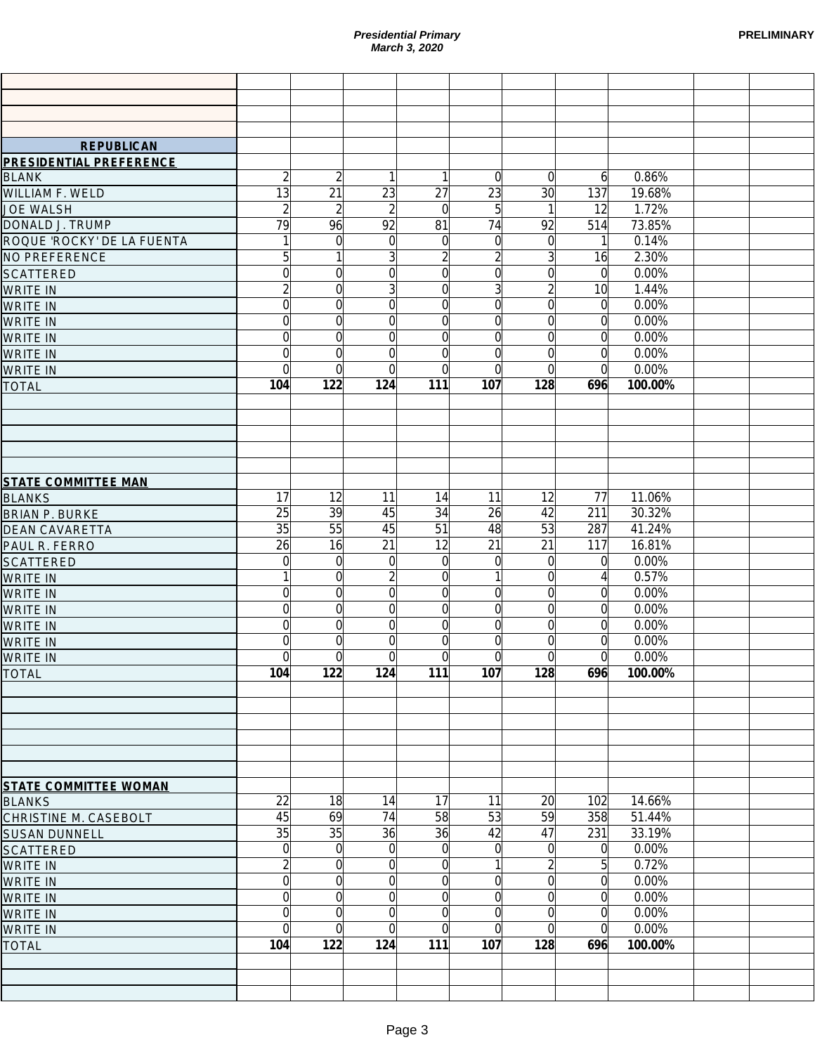**Presidential Primary**
**March 3, 2020**

**PRELIMINARY**

| REPUBLICAN | | | | | | | | | | |
|---|---|---|---|---|---|---|---|---|---|---|
| **PRESIDENTIAL PREFERENCE** | | | | | | | | | | |
| BLANK | 2 | 2 | 1 | 1 | 0 | 0 | 6 | 0.86% | | |
| WILLIAM F. WELD | 13 | 21 | 23 | 27 | 23 | 30 | 137 | 19.68% | | |
| JOE WALSH | 2 | 2 | 2 | 0 | 5 | 1 | 12 | 1.72% | | |
| DONALD J. TRUMP | 79 | 96 | 92 | 81 | 74 | 92 | 514 | 73.85% | | |
| ROQUE 'ROCKY' DE LA FUENTA | 1 | 0 | 0 | 0 | 0 | 0 | 1 | 0.14% | | |
| NO PREFERENCE | 5 | 1 | 3 | 2 | 2 | 3 | 16 | 2.30% | | |
| SCATTERED | 0 | 0 | 0 | 0 | 0 | 0 | 0 | 0.00% | | |
| WRITE IN | 2 | 0 | 3 | 0 | 3 | 2 | 10 | 1.44% | | |
| WRITE IN | 0 | 0 | 0 | 0 | 0 | 0 | 0 | 0.00% | | |
| WRITE IN | 0 | 0 | 0 | 0 | 0 | 0 | 0 | 0.00% | | |
| WRITE IN | 0 | 0 | 0 | 0 | 0 | 0 | 0 | 0.00% | | |
| WRITE IN | 0 | 0 | 0 | 0 | 0 | 0 | 0 | 0.00% | | |
| WRITE IN | 0 | 0 | 0 | 0 | 0 | 0 | 0 | 0.00% | | |
| TOTAL | **104** | **122** | **124** | **111** | **107** | **128** | **696** | **100.00%** | | |
| **STATE COMMITTEE MAN** | | | | | | | | | | |
| BLANKS | 17 | 12 | 11 | 14 | 11 | 12 | 77 | 11.06% | | |
| BRIAN P. BURKE | 25 | 39 | 45 | 34 | 26 | 42 | 211 | 30.32% | | |
| DEAN CAVARETTA | 35 | 55 | 45 | 51 | 48 | 53 | 287 | 41.24% | | |
| PAUL R. FERRO | 26 | 16 | 21 | 12 | 21 | 21 | 117 | 16.81% | | |
| SCATTERED | 0 | 0 | 0 | 0 | 0 | 0 | 0 | 0.00% | | |
| WRITE IN | 1 | 0 | 2 | 0 | 1 | 0 | 4 | 0.57% | | |
| WRITE IN | 0 | 0 | 0 | 0 | 0 | 0 | 0 | 0.00% | | |
| WRITE IN | 0 | 0 | 0 | 0 | 0 | 0 | 0 | 0.00% | | |
| WRITE IN | 0 | 0 | 0 | 0 | 0 | 0 | 0 | 0.00% | | |
| WRITE IN | 0 | 0 | 0 | 0 | 0 | 0 | 0 | 0.00% | | |
| WRITE IN | 0 | 0 | 0 | 0 | 0 | 0 | 0 | 0.00% | | |
| TOTAL | **104** | **122** | **124** | **111** | **107** | **128** | **696** | **100.00%** | | |
| **STATE COMMITTEE WOMAN** | | | | | | | | | | |
| BLANKS | 22 | 18 | 14 | 17 | 11 | 20 | 102 | 14.66% | | |
| CHRISTINE M. CASEBOLT | 45 | 69 | 74 | 58 | 53 | 59 | 358 | 51.44% | | |
| SUSAN DUNNELL | 35 | 35 | 36 | 36 | 42 | 47 | 231 | 33.19% | | |
| SCATTERED | 0 | 0 | 0 | 0 | 0 | 0 | 0 | 0.00% | | |
| WRITE IN | 2 | 0 | 0 | 0 | 1 | 2 | 5 | 0.72% | | |
| WRITE IN | 0 | 0 | 0 | 0 | 0 | 0 | 0 | 0.00% | | |
| WRITE IN | 0 | 0 | 0 | 0 | 0 | 0 | 0 | 0.00% | | |
| WRITE IN | 0 | 0 | 0 | 0 | 0 | 0 | 0 | 0.00% | | |
| WRITE IN | 0 | 0 | 0 | 0 | 0 | 0 | 0 | 0.00% | | |
| TOTAL | **104** | **122** | **124** | **111** | **107** | **128** | **696** | **100.00%** | | |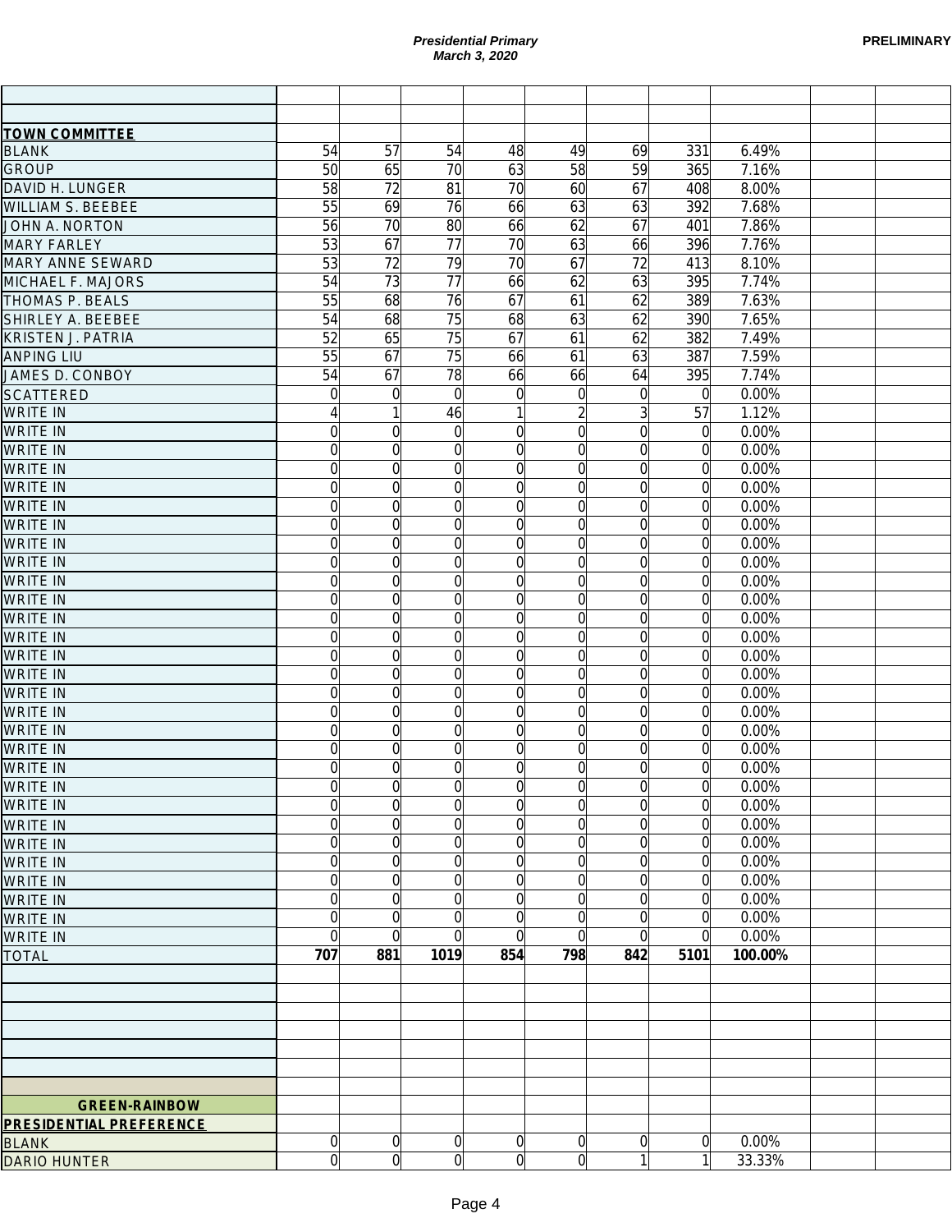*Presidential Primary*
*March 3, 2020*

PRELIMINARY

| | | | | | | | | | | |
|---|---|---|---|---|---|---|---|---|---|---|
| | | | | | | | | | | |
| | | | | | | | | | | |
| **TOWN COMMITTEE** | | | | | | | | | | |
| BLANK | 54 | 57 | 54 | 48 | 49 | 69 | 331 | 6.49% | | |
| GROUP | 50 | 65 | 70 | 63 | 58 | 59 | 365 | 7.16% | | |
| DAVID H. LUNGER | 58 | 72 | 81 | 70 | 60 | 67 | 408 | 8.00% | | |
| WILLIAM S. BEEBEE | 55 | 69 | 76 | 66 | 63 | 63 | 392 | 7.68% | | |
| JOHN A. NORTON | 56 | 70 | 80 | 66 | 62 | 67 | 401 | 7.86% | | |
| MARY FARLEY | 53 | 67 | 77 | 70 | 63 | 66 | 396 | 7.76% | | |
| MARY ANNE SEWARD | 53 | 72 | 79 | 70 | 67 | 72 | 413 | 8.10% | | |
| MICHAEL F. MAJORS | 54 | 73 | 77 | 66 | 62 | 63 | 395 | 7.74% | | |
| THOMAS P. BEALS | 55 | 68 | 76 | 67 | 61 | 62 | 389 | 7.63% | | |
| SHIRLEY A. BEEBEE | 54 | 68 | 75 | 68 | 63 | 62 | 390 | 7.65% | | |
| KRISTEN J. PATRIA | 52 | 65 | 75 | 67 | 61 | 62 | 382 | 7.49% | | |
| ANPING LIU | 55 | 67 | 75 | 66 | 61 | 63 | 387 | 7.59% | | |
| JAMES D. CONBOY | 54 | 67 | 78 | 66 | 66 | 64 | 395 | 7.74% | | |
| SCATTERED | 0 | 0 | 0 | 0 | 0 | 0 | 0 | 0.00% | | |
| WRITE IN | 4 | 1 | 46 | 1 | 2 | 3 | 57 | 1.12% | | |
| WRITE IN | 0 | 0 | 0 | 0 | 0 | 0 | 0 | 0.00% | | |
| WRITE IN | 0 | 0 | 0 | 0 | 0 | 0 | 0 | 0.00% | | |
| WRITE IN | 0 | 0 | 0 | 0 | 0 | 0 | 0 | 0.00% | | |
| WRITE IN | 0 | 0 | 0 | 0 | 0 | 0 | 0 | 0.00% | | |
| WRITE IN | 0 | 0 | 0 | 0 | 0 | 0 | 0 | 0.00% | | |
| WRITE IN | 0 | 0 | 0 | 0 | 0 | 0 | 0 | 0.00% | | |
| WRITE IN | 0 | 0 | 0 | 0 | 0 | 0 | 0 | 0.00% | | |
| WRITE IN | 0 | 0 | 0 | 0 | 0 | 0 | 0 | 0.00% | | |
| WRITE IN | 0 | 0 | 0 | 0 | 0 | 0 | 0 | 0.00% | | |
| WRITE IN | 0 | 0 | 0 | 0 | 0 | 0 | 0 | 0.00% | | |
| WRITE IN | 0 | 0 | 0 | 0 | 0 | 0 | 0 | 0.00% | | |
| WRITE IN | 0 | 0 | 0 | 0 | 0 | 0 | 0 | 0.00% | | |
| WRITE IN | 0 | 0 | 0 | 0 | 0 | 0 | 0 | 0.00% | | |
| WRITE IN | 0 | 0 | 0 | 0 | 0 | 0 | 0 | 0.00% | | |
| WRITE IN | 0 | 0 | 0 | 0 | 0 | 0 | 0 | 0.00% | | |
| WRITE IN | 0 | 0 | 0 | 0 | 0 | 0 | 0 | 0.00% | | |
| WRITE IN | 0 | 0 | 0 | 0 | 0 | 0 | 0 | 0.00% | | |
| WRITE IN | 0 | 0 | 0 | 0 | 0 | 0 | 0 | 0.00% | | |
| WRITE IN | 0 | 0 | 0 | 0 | 0 | 0 | 0 | 0.00% | | |
| WRITE IN | 0 | 0 | 0 | 0 | 0 | 0 | 0 | 0.00% | | |
| WRITE IN | 0 | 0 | 0 | 0 | 0 | 0 | 0 | 0.00% | | |
| WRITE IN | 0 | 0 | 0 | 0 | 0 | 0 | 0 | 0.00% | | |
| WRITE IN | 0 | 0 | 0 | 0 | 0 | 0 | 0 | 0.00% | | |
| WRITE IN | 0 | 0 | 0 | 0 | 0 | 0 | 0 | 0.00% | | |
| WRITE IN | 0 | 0 | 0 | 0 | 0 | 0 | 0 | 0.00% | | |
| WRITE IN | 0 | 0 | 0 | 0 | 0 | 0 | 0 | 0.00% | | |
| WRITE IN | 0 | 0 | 0 | 0 | 0 | 0 | 0 | 0.00% | | |
| TOTAL | **707** | **881** | **1019** | **854** | **798** | **842** | **5101** | **100.00%** | | |
| | | | | | | | | | | |
| | | | | | | | | | | |
| | | | | | | | | | | |
| | | | | | | | | | | |
| | | | | | | | | | | |
| | | | | | | | | | | |
| | | | | | | | | | | |
| **GREEN-RAINBOW** | | | | | | | | | | |
| **PRESIDENTIAL PREFERENCE** | | | | | | | | | | |
| BLANK | 0 | 0 | 0 | 0 | 0 | 0 | 0 | 0.00% | | |
| DARIO HUNTER | 0 | 0 | 0 | 0 | 0 | 1 | 1 | 33.33% | | |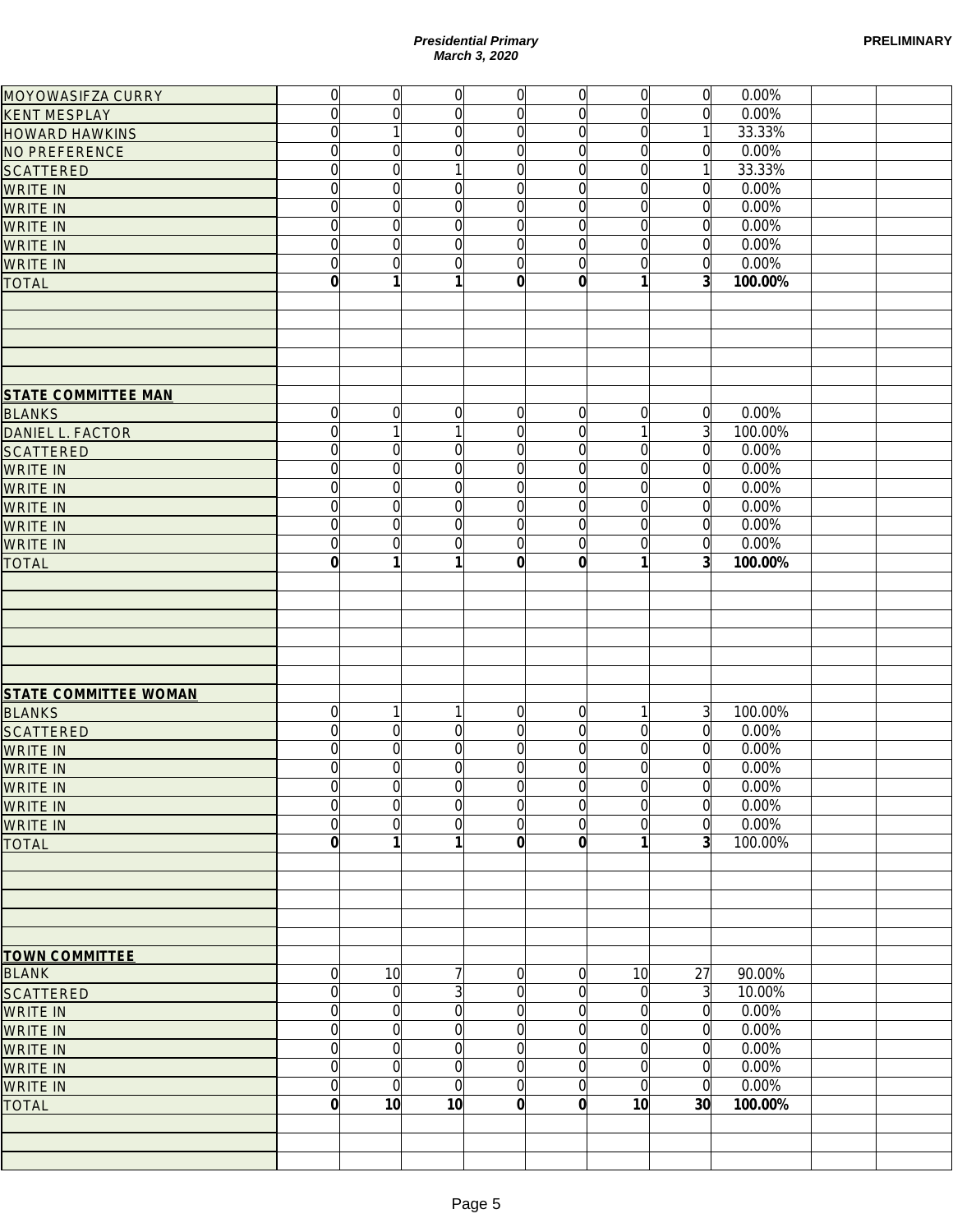| | | | | | | | | | | |
|---|---|---|---|---|---|---|---|---|---|---|
| MOYOWASIFZA CURRY | 0 | 0 | 0 | 0 | 0 | 0 | 0 | 0.00% | | |
| KENT MESPLAY | 0 | 0 | 0 | 0 | 0 | 0 | 0 | 0.00% | | |
| HOWARD HAWKINS | 0 | 1 | 0 | 0 | 0 | 0 | 1 | 33.33% | | |
| NO PREFERENCE | 0 | 0 | 0 | 0 | 0 | 0 | 0 | 0.00% | | |
| SCATTERED | 0 | 0 | 1 | 0 | 0 | 0 | 1 | 33.33% | | |
| WRITE IN | 0 | 0 | 0 | 0 | 0 | 0 | 0 | 0.00% | | |
| WRITE IN | 0 | 0 | 0 | 0 | 0 | 0 | 0 | 0.00% | | |
| WRITE IN | 0 | 0 | 0 | 0 | 0 | 0 | 0 | 0.00% | | |
| WRITE IN | 0 | 0 | 0 | 0 | 0 | 0 | 0 | 0.00% | | |
| WRITE IN | 0 | 0 | 0 | 0 | 0 | 0 | 0 | 0.00% | | |
| TOTAL | **0** | **1** | **1** | **0** | **0** | **1** | **3** | **100.00%** | | |
| | | | | | | | | | | |
| **STATE COMMITTEE MAN** | | | | | | | | | | |
| BLANKS | 0 | 0 | 0 | 0 | 0 | 0 | 0 | 0.00% | | |
| DANIEL L. FACTOR | 0 | 1 | 1 | 0 | 0 | 1 | 3 | 100.00% | | |
| SCATTERED | 0 | 0 | 0 | 0 | 0 | 0 | 0 | 0.00% | | |
| WRITE IN | 0 | 0 | 0 | 0 | 0 | 0 | 0 | 0.00% | | |
| WRITE IN | 0 | 0 | 0 | 0 | 0 | 0 | 0 | 0.00% | | |
| WRITE IN | 0 | 0 | 0 | 0 | 0 | 0 | 0 | 0.00% | | |
| WRITE IN | 0 | 0 | 0 | 0 | 0 | 0 | 0 | 0.00% | | |
| WRITE IN | 0 | 0 | 0 | 0 | 0 | 0 | 0 | 0.00% | | |
| TOTAL | **0** | **1** | **1** | **0** | **0** | **1** | **3** | **100.00%** | | |
| | | | | | | | | | | |
| **STATE COMMITTEE WOMAN** | | | | | | | | | | |
| BLANKS | 0 | 1 | 1 | 0 | 0 | 1 | 3 | 100.00% | | |
| SCATTERED | 0 | 0 | 0 | 0 | 0 | 0 | 0 | 0.00% | | |
| WRITE IN | 0 | 0 | 0 | 0 | 0 | 0 | 0 | 0.00% | | |
| WRITE IN | 0 | 0 | 0 | 0 | 0 | 0 | 0 | 0.00% | | |
| WRITE IN | 0 | 0 | 0 | 0 | 0 | 0 | 0 | 0.00% | | |
| WRITE IN | 0 | 0 | 0 | 0 | 0 | 0 | 0 | 0.00% | | |
| WRITE IN | 0 | 0 | 0 | 0 | 0 | 0 | 0 | 0.00% | | |
| TOTAL | **0** | **1** | **1** | **0** | **0** | **1** | **3** | 100.00% | | |
| | | | | | | | | | | |
| **TOWN COMMITTEE** | | | | | | | | | | |
| BLANK | 0 | 10 | 7 | 0 | 0 | 10 | 27 | 90.00% | | |
| SCATTERED | 0 | 0 | 3 | 0 | 0 | 0 | 3 | 10.00% | | |
| WRITE IN | 0 | 0 | 0 | 0 | 0 | 0 | 0 | 0.00% | | |
| WRITE IN | 0 | 0 | 0 | 0 | 0 | 0 | 0 | 0.00% | | |
| WRITE IN | 0 | 0 | 0 | 0 | 0 | 0 | 0 | 0.00% | | |
| WRITE IN | 0 | 0 | 0 | 0 | 0 | 0 | 0 | 0.00% | | |
| WRITE IN | 0 | 0 | 0 | 0 | 0 | 0 | 0 | 0.00% | | |
| TOTAL | **0** | **10** | **10** | **0** | **0** | **10** | **30** | **100.00%** | | |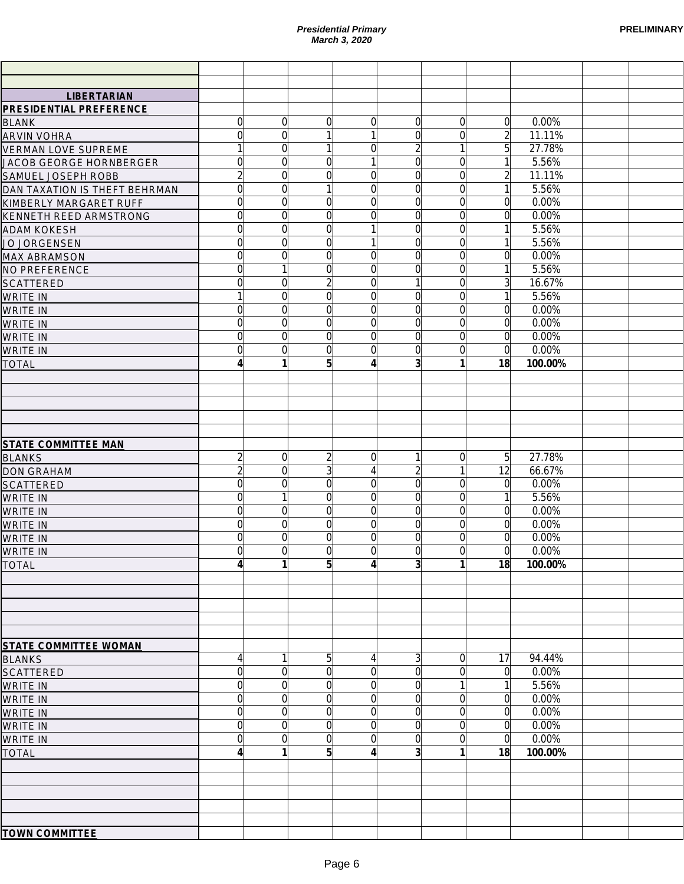**Presidential Primary**
**March 3, 2020**

**PRELIMINARY**

| LIBERTARIAN | | | | | | | | | | |
|---|---|---|---|---|---|---|---|---|---|---|
| **PRESIDENTIAL PREFERENCE** | | | | | | | | | | |
| BLANK | 0 | 0 | 0 | 0 | 0 | 0 | 0 | 0.00% | | |
| ARVIN VOHRA | 0 | 0 | 1 | 1 | 0 | 0 | 2 | 11.11% | | |
| VERMAN LOVE SUPREME | 1 | 0 | 1 | 0 | 2 | 1 | 5 | 27.78% | | |
| JACOB GEORGE HORNBERGER | 0 | 0 | 0 | 1 | 0 | 0 | 1 | 5.56% | | |
| SAMUEL JOSEPH ROBB | 2 | 0 | 0 | 0 | 0 | 0 | 2 | 11.11% | | |
| DAN TAXATION IS THEFT BEHRMAN | 0 | 0 | 1 | 0 | 0 | 0 | 1 | 5.56% | | |
| KIMBERLY MARGARET RUFF | 0 | 0 | 0 | 0 | 0 | 0 | 0 | 0.00% | | |
| KENNETH REED ARMSTRONG | 0 | 0 | 0 | 0 | 0 | 0 | 0 | 0.00% | | |
| ADAM KOKESH | 0 | 0 | 0 | 1 | 0 | 0 | 1 | 5.56% | | |
| JO JORGENSEN | 0 | 0 | 0 | 1 | 0 | 0 | 1 | 5.56% | | |
| MAX ABRAMSON | 0 | 0 | 0 | 0 | 0 | 0 | 0 | 0.00% | | |
| NO PREFERENCE | 0 | 1 | 0 | 0 | 0 | 0 | 1 | 5.56% | | |
| SCATTERED | 0 | 0 | 2 | 0 | 1 | 0 | 3 | 16.67% | | |
| WRITE IN | 1 | 0 | 0 | 0 | 0 | 0 | 1 | 5.56% | | |
| WRITE IN | 0 | 0 | 0 | 0 | 0 | 0 | 0 | 0.00% | | |
| WRITE IN | 0 | 0 | 0 | 0 | 0 | 0 | 0 | 0.00% | | |
| WRITE IN | 0 | 0 | 0 | 0 | 0 | 0 | 0 | 0.00% | | |
| WRITE IN | 0 | 0 | 0 | 0 | 0 | 0 | 0 | 0.00% | | |
| TOTAL | **4** | **1** | **5** | **4** | **3** | **1** | **18** | **100.00%** | | |
| | | | | | | | | | | |
| **STATE COMMITTEE MAN** | | | | | | | | | | |
| BLANKS | 2 | 0 | 2 | 0 | 1 | 0 | 5 | 27.78% | | |
| DON GRAHAM | 2 | 0 | 3 | 4 | 2 | 1 | 12 | 66.67% | | |
| SCATTERED | 0 | 0 | 0 | 0 | 0 | 0 | 0 | 0.00% | | |
| WRITE IN | 0 | 1 | 0 | 0 | 0 | 0 | 1 | 5.56% | | |
| WRITE IN | 0 | 0 | 0 | 0 | 0 | 0 | 0 | 0.00% | | |
| WRITE IN | 0 | 0 | 0 | 0 | 0 | 0 | 0 | 0.00% | | |
| WRITE IN | 0 | 0 | 0 | 0 | 0 | 0 | 0 | 0.00% | | |
| WRITE IN | 0 | 0 | 0 | 0 | 0 | 0 | 0 | 0.00% | | |
| TOTAL | **4** | **1** | **5** | **4** | **3** | **1** | **18** | **100.00%** | | |
| | | | | | | | | | | |
| **STATE COMMITTEE WOMAN** | | | | | | | | | | |
| BLANKS | 4 | 1 | 5 | 4 | 3 | 0 | 17 | 94.44% | | |
| SCATTERED | 0 | 0 | 0 | 0 | 0 | 0 | 0 | 0.00% | | |
| WRITE IN | 0 | 0 | 0 | 0 | 0 | 1 | 1 | 5.56% | | |
| WRITE IN | 0 | 0 | 0 | 0 | 0 | 0 | 0 | 0.00% | | |
| WRITE IN | 0 | 0 | 0 | 0 | 0 | 0 | 0 | 0.00% | | |
| WRITE IN | 0 | 0 | 0 | 0 | 0 | 0 | 0 | 0.00% | | |
| WRITE IN | 0 | 0 | 0 | 0 | 0 | 0 | 0 | 0.00% | | |
| TOTAL | **4** | **1** | **5** | **4** | **3** | **1** | **18** | **100.00%** | | |
| | | | | | | | | | | |
| **TOWN COMMITTEE** | | | | | | | | | | |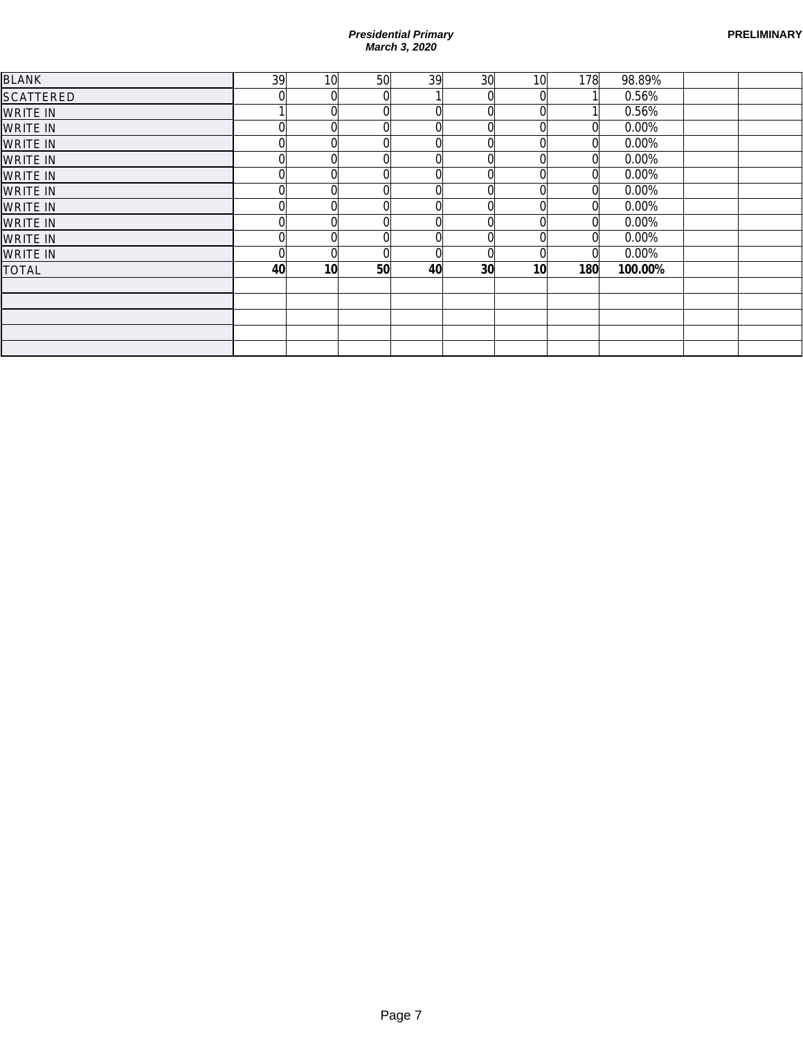| | | | | | | | | | | |
|---|---|---|---|---|---|---|---|---|---|---|
| BLANK | 39 | 10 | 50 | 39 | 30 | 10 | 178 | 98.89% | | |
| SCATTERED | 0 | 0 | 0 | 1 | 0 | 0 | 1 | 0.56% | | |
| WRITE IN | 1 | 0 | 0 | 0 | 0 | 0 | 1 | 0.56% | | |
| WRITE IN | 0 | 0 | 0 | 0 | 0 | 0 | 0 | 0.00% | | |
| WRITE IN | 0 | 0 | 0 | 0 | 0 | 0 | 0 | 0.00% | | |
| WRITE IN | 0 | 0 | 0 | 0 | 0 | 0 | 0 | 0.00% | | |
| WRITE IN | 0 | 0 | 0 | 0 | 0 | 0 | 0 | 0.00% | | |
| WRITE IN | 0 | 0 | 0 | 0 | 0 | 0 | 0 | 0.00% | | |
| WRITE IN | 0 | 0 | 0 | 0 | 0 | 0 | 0 | 0.00% | | |
| WRITE IN | 0 | 0 | 0 | 0 | 0 | 0 | 0 | 0.00% | | |
| WRITE IN | 0 | 0 | 0 | 0 | 0 | 0 | 0 | 0.00% | | |
| WRITE IN | 0 | 0 | 0 | 0 | 0 | 0 | 0 | 0.00% | | |
| TOTAL | **40** | **10** | **50** | **40** | **30** | **10** | **180** | **100.00%** | | |
| | | | | | | | | | | |
| | | | | | | | | | | |
| | | | | | | | | | | |
| | | | | | | | | | | |
| | | | | | | | | | | |